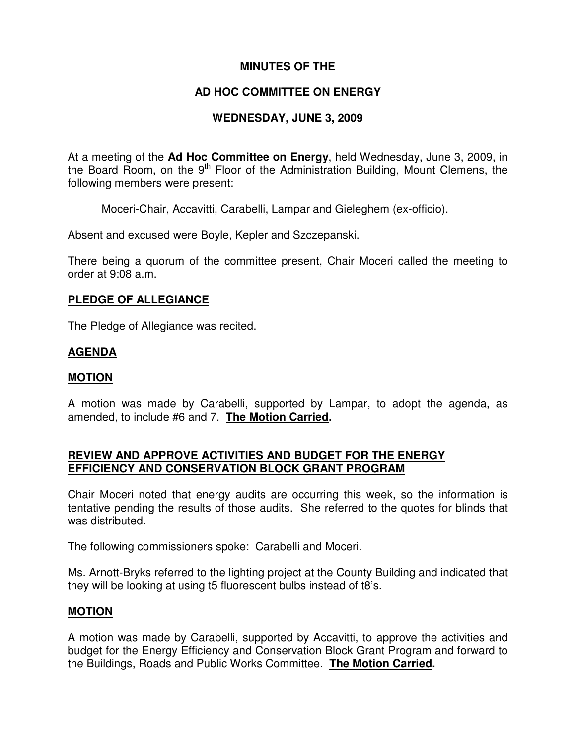# MINUTES OF THE

# AD HOC COMMITTEE ON ENERGY

# WEDNESDAY, JUNE 3, 2009

At a meeting of the **Ad Hoc Committee on Energy**, held Wednesday, June 3, 2009, in the Board Room, on the 9th Floor of the Administration Building, Mount Clemens, the following members were present:

Moceri-Chair, Accavitti, Carabelli, Lampar and Gieleghem (ex-officio).

Absent and excused were Boyle, Kepler and Szczepanski.

There being a quorum of the committee present, Chair Moceri called the meeting to order at 9:08 a.m.

## PLEDGE OF ALLEGIANCE

The Pledge of Allegiance was recited.

## AGENDA

## MOTION

A motion was made by Carabelli, supported by Lampar, to adopt the agenda, as amended, to include #6 and 7. **The Motion Carried.**

## REVIEW AND APPROVE ACTIVITIES AND BUDGET FOR THE ENERGY EFFICIENCY AND CONSERVATION BLOCK GRANT PROGRAM

Chair Moceri noted that energy audits are occurring this week, so the information is tentative pending the results of those audits. She referred to the quotes for blinds that was distributed.

The following commissioners spoke: Carabelli and Moceri.

Ms. Arnott-Bryks referred to the lighting project at the County Building and indicated that they will be looking at using t5 fluorescent bulbs instead of t8's.

## MOTION

A motion was made by Carabelli, supported by Accavitti, to approve the activities and budget for the Energy Efficiency and Conservation Block Grant Program and forward to the Buildings, Roads and Public Works Committee. **The Motion Carried.**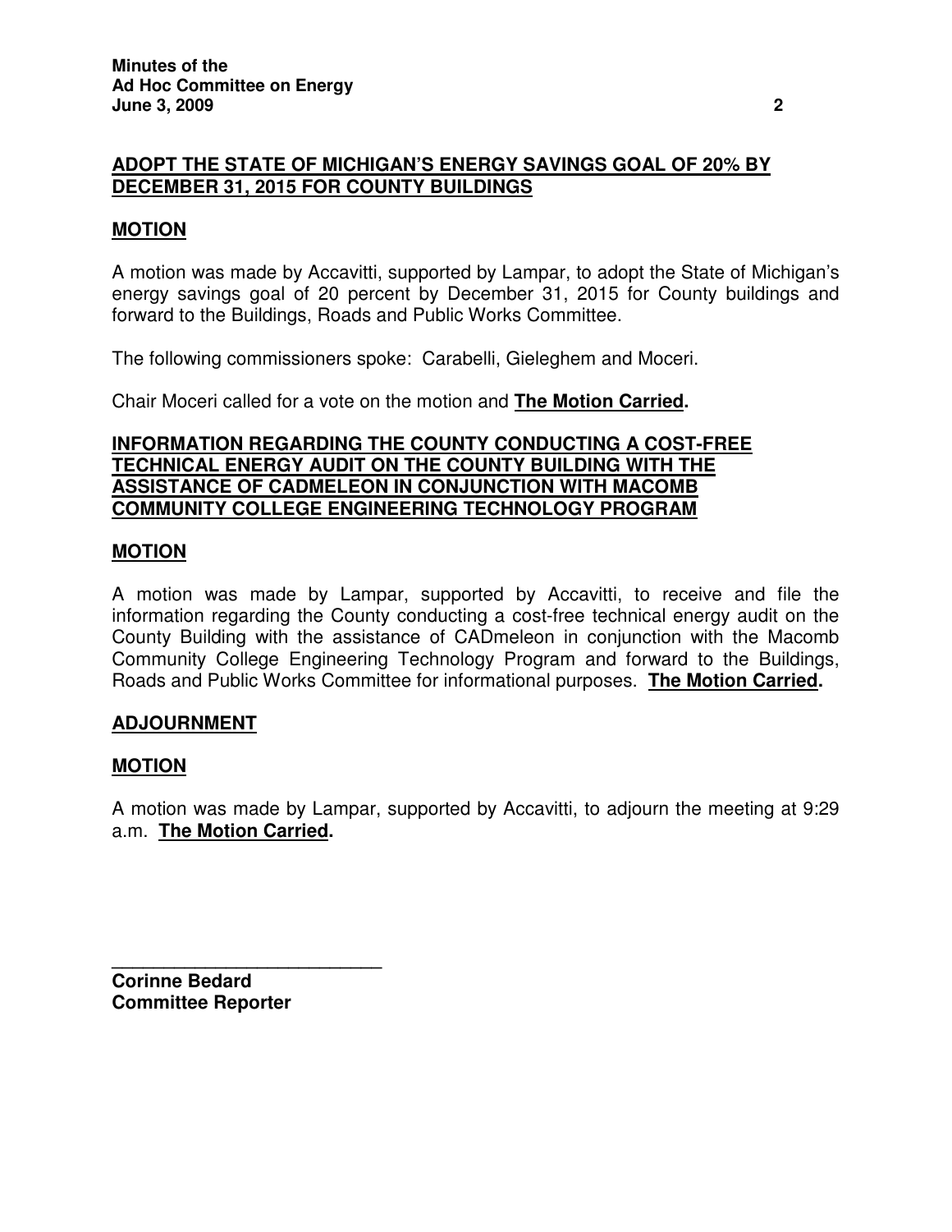## ADOPT THE STATE OF MICHIGAN'S ENERGY SAVINGS GOAL OF 20% BY DECEMBER 31, 2015 FOR COUNTY BUILDINGS

### MOTION

A motion was made by Accavitti, supported by Lampar, to adopt the State of Michigan's energy savings goal of 20 percent by December 31, 2015 for County buildings and forward to the Buildings, Roads and Public Works Committee.

The following commissioners spoke: Carabelli, Gieleghem and Moceri.

Chair Moceri called for a vote on the motion and **The Motion Carried.**

## INFORMATION REGARDING THE COUNTY CONDUCTING A COST-FREE TECHNICAL ENERGY AUDIT ON THE COUNTY BUILDING WITH THE ASSISTANCE OF CADMELEON IN CONJUNCTION WITH MACOMB COMMUNITY COLLEGE ENGINEERING TECHNOLOGY PROGRAM

### MOTION

A motion was made by Lampar, supported by Accavitti, to receive and file the information regarding the County conducting a cost-free technical energy audit on the County Building with the assistance of CADmeleon in conjunction with the Macomb Community College Engineering Technology Program and forward to the Buildings, Roads and Public Works Committee for informational purposes. **The Motion Carried.**

## ADJOURNMENT

### MOTION

A motion was made by Lampar, supported by Accavitti, to adjourn the meeting at 9:29 a.m. **The Motion Carried.**

___________________________

**Corinne Bedard**
**Committee Reporter**